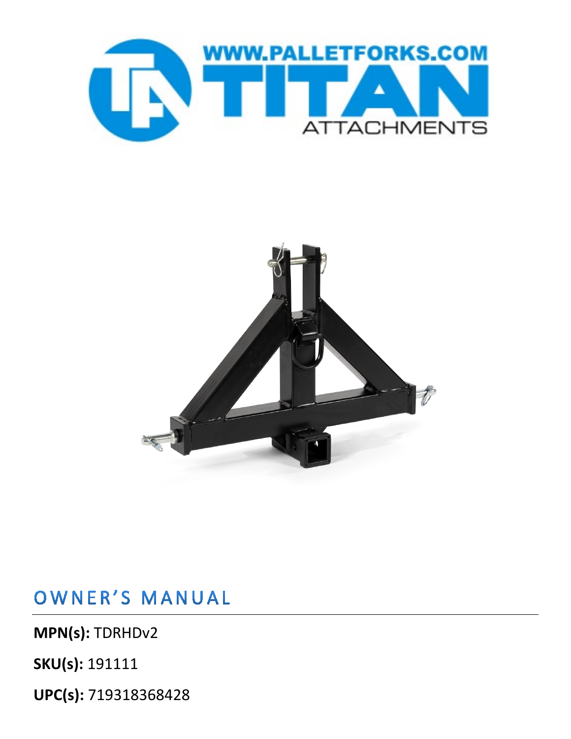WWW.PALLETFORKS.COM

TITAN

ATTACHMENTS

# OWNER'S MANUAL

**MPN(s):** TDRHDv2

**SKU(s):** 191111

**UPC(s):** 719318368428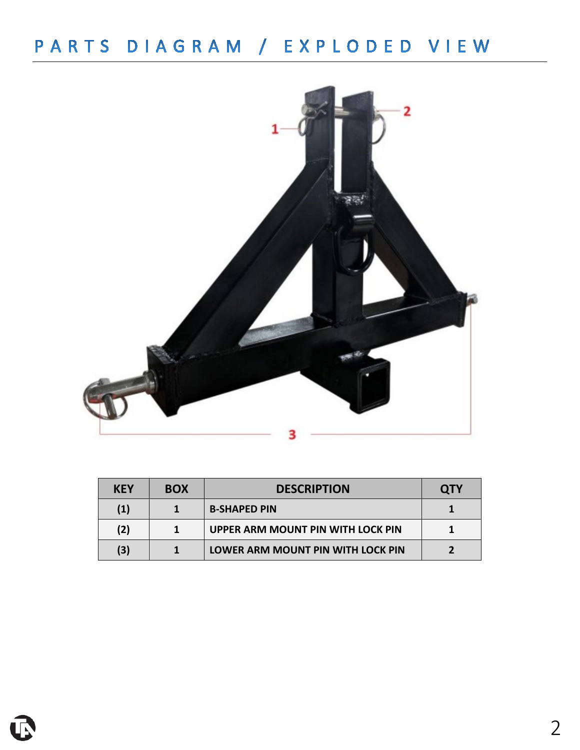# PARTS DIAGRAM / EXPLODED VIEW

| KEY | BOX | DESCRIPTION | QTY |
|---|---|---|---|
| (1) | 1 | B-SHAPED PIN | 1 |
| (2) | 1 | UPPER ARM MOUNT PIN WITH LOCK PIN | 1 |
| (3) | 1 | LOWER ARM MOUNT PIN WITH LOCK PIN | 2 |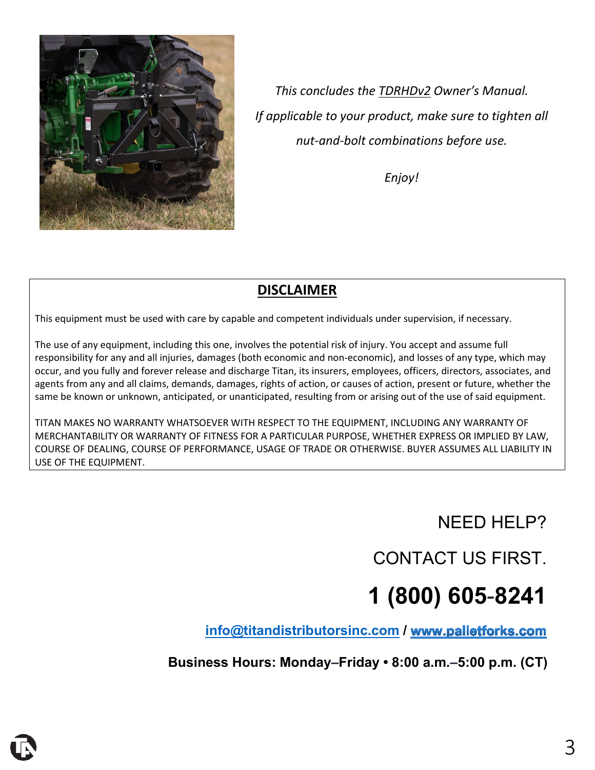*This concludes the TDRHDv2 Owner's Manual.*

*If applicable to your product, make sure to tighten all nut-and-bolt combinations before use.*

*Enjoy!*

## DISCLAIMER

This equipment must be used with care by capable and competent individuals under supervision, if necessary.

The use of any equipment, including this one, involves the potential risk of injury. You accept and assume full responsibility for any and all injuries, damages (both economic and non-economic), and losses of any type, which may occur, and you fully and forever release and discharge Titan, its insurers, employees, officers, directors, associates, and agents from any and all claims, demands, damages, rights of action, or causes of action, present or future, whether the same be known or unknown, anticipated, or unanticipated, resulting from or arising out of the use of said equipment.

TITAN MAKES NO WARRANTY WHATSOEVER WITH RESPECT TO THE EQUIPMENT, INCLUDING ANY WARRANTY OF MERCHANTABILITY OR WARRANTY OF FITNESS FOR A PARTICULAR PURPOSE, WHETHER EXPRESS OR IMPLIED BY LAW, COURSE OF DEALING, COURSE OF PERFORMANCE, USAGE OF TRADE OR OTHERWISE. BUYER ASSUMES ALL LIABILITY IN USE OF THE EQUIPMENT.

NEED HELP?

CONTACT US FIRST.

**1 (800) 605-8241**

**info@titandistributorsinc.com / www.palletforks.com**

**Business Hours: Monday–Friday • 8:00 a.m.–5:00 p.m. (CT)**